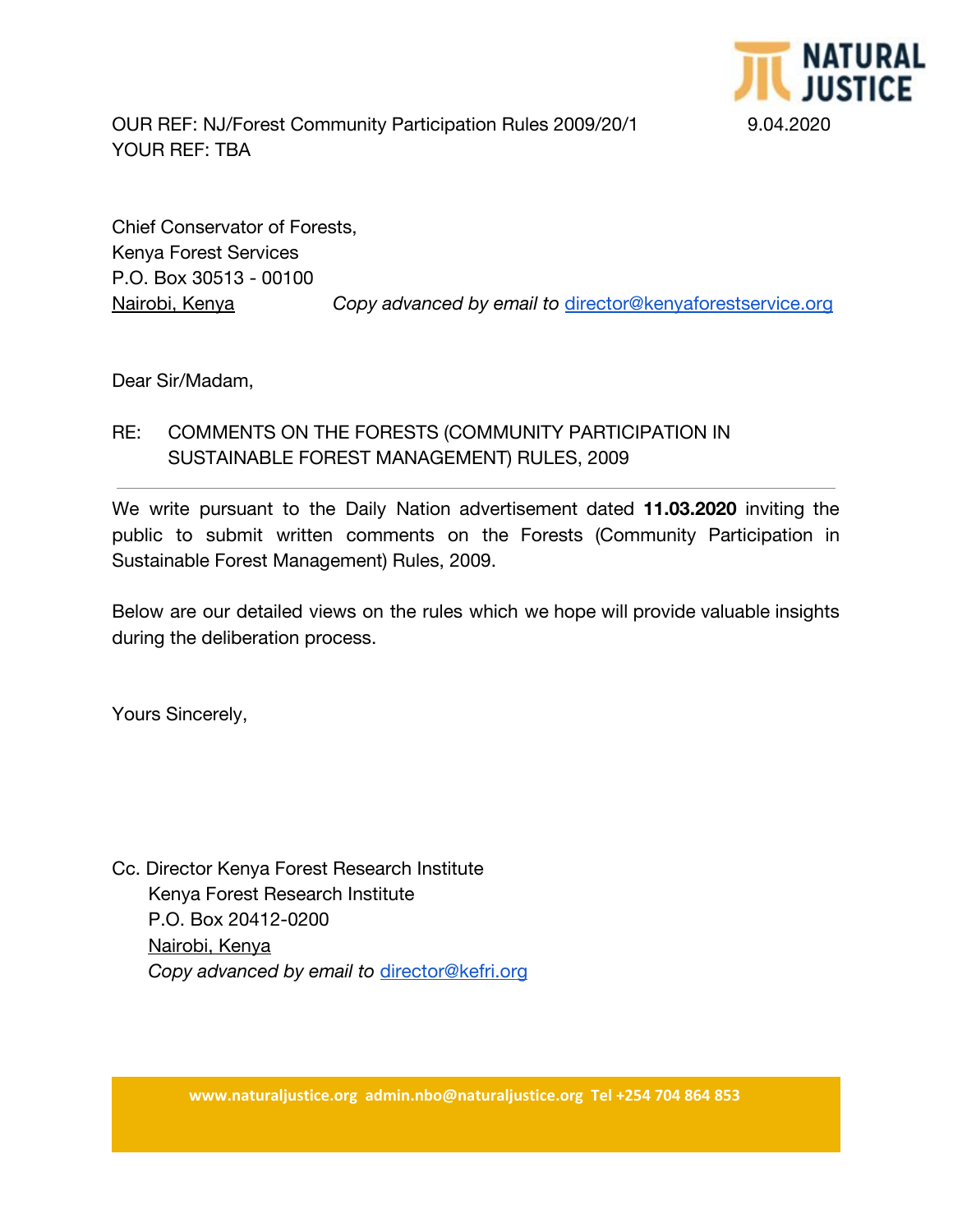OUR REF: NJ/Forest Community Participation Rules 2009/20/1 9.04.2020
YOUR REF: TBA

Chief Conservator of Forests,
Kenya Forest Services
P.O. Box 30513 - 00100
Nairobi, Kenya *Copy advanced by email to* director@kenyaforestservice.org

Dear Sir/Madam,

RE: COMMENTS ON THE FORESTS (COMMUNITY PARTICIPATION IN SUSTAINABLE FOREST MANAGEMENT) RULES, 2009

---

We write pursuant to the Daily Nation advertisement dated **11.03.2020** inviting the public to submit written comments on the Forests (Community Participation in Sustainable Forest Management) Rules, 2009.

Below are our detailed views on the rules which we hope will provide valuable insights during the deliberation process.

Yours Sincerely,

Cc. Director Kenya Forest Research Institute
Kenya Forest Research Institute
P.O. Box 20412-0200
Nairobi, Kenya
*Copy advanced by email to* director@kefri.org

www.naturaljustice.org admin.nbo@naturaljustice.org Tel +254 704 864 853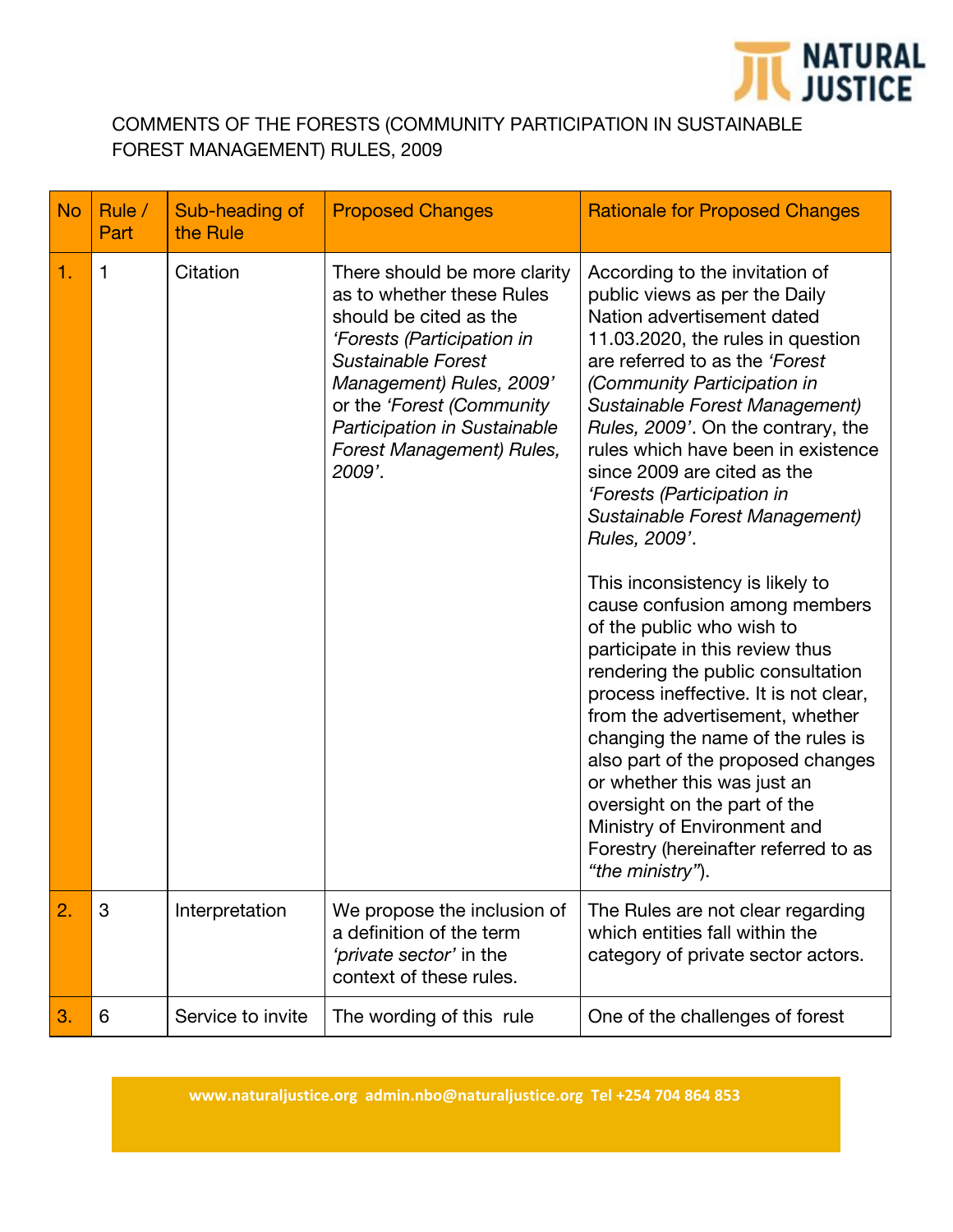COMMENTS OF THE FORESTS (COMMUNITY PARTICIPATION IN SUSTAINABLE FOREST MANAGEMENT) RULES, 2009

| No | Rule / Part | Sub-heading of the Rule | Proposed Changes | Rationale for Proposed Changes |
|---|---|---|---|---|
| 1. | 1 | Citation | There should be more clarity as to whether these Rules should be cited as the *'Forests (Participation in Sustainable Forest Management) Rules, 2009'* or the *'Forest (Community Participation in Sustainable Forest Management) Rules, 2009'*. | According to the invitation of public views as per the Daily Nation advertisement dated 11.03.2020, the rules in question are referred to as the *'Forest (Community Participation in Sustainable Forest Management) Rules, 2009'*. On the contrary, the rules which have been in existence since 2009 are cited as the *'Forests (Participation in Sustainable Forest Management) Rules, 2009'*.<br><br>This inconsistency is likely to cause confusion among members of the public who wish to participate in this review thus rendering the public consultation process ineffective. It is not clear, from the advertisement, whether changing the name of the rules is also part of the proposed changes or whether this was just an oversight on the part of the Ministry of Environment and Forestry (hereinafter referred to as *"the ministry"*). |
| 2. | 3 | Interpretation | We propose the inclusion of a definition of the term *'private sector'* in the context of these rules. | The Rules are not clear regarding which entities fall within the category of private sector actors. |
| 3. | 6 | Service to invite | The wording of this rule | One of the challenges of forest |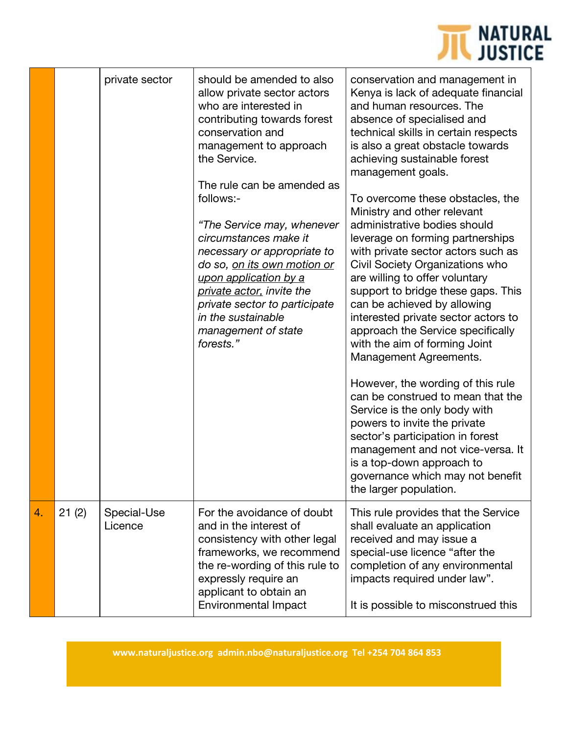| | | | | |
|---|---|---|---|---|
| | | private sector | should be amended to also allow private sector actors who are interested in contributing towards forest conservation and management to approach the Service.<br><br>The rule can be amended as follows:-<br><br>*"The Service may, whenever circumstances make it necessary or appropriate to do so, <u>on its own motion or upon application by a private actor,</u> invite the private sector to participate in the sustainable management of state forests."* | conservation and management in Kenya is lack of adequate financial and human resources. The absence of specialised and technical skills in certain respects is also a great obstacle towards achieving sustainable forest management goals.<br><br>To overcome these obstacles, the Ministry and other relevant administrative bodies should leverage on forming partnerships with private sector actors such as Civil Society Organizations who are willing to offer voluntary support to bridge these gaps. This can be achieved by allowing interested private sector actors to approach the Service specifically with the aim of forming Joint Management Agreements.<br><br>However, the wording of this rule can be construed to mean that the Service is the only body with powers to invite the private sector's participation in forest management and not vice-versa. It is a top-down approach to governance which may not benefit the larger population. |
| 4. | 21 (2) | Special-Use Licence | For the avoidance of doubt and in the interest of consistency with other legal frameworks, we recommend the re-wording of this rule to expressly require an applicant to obtain an Environmental Impact | This rule provides that the Service shall evaluate an application received and may issue a special-use licence "after the completion of any environmental impacts required under law".<br><br>It is possible to misconstrued this |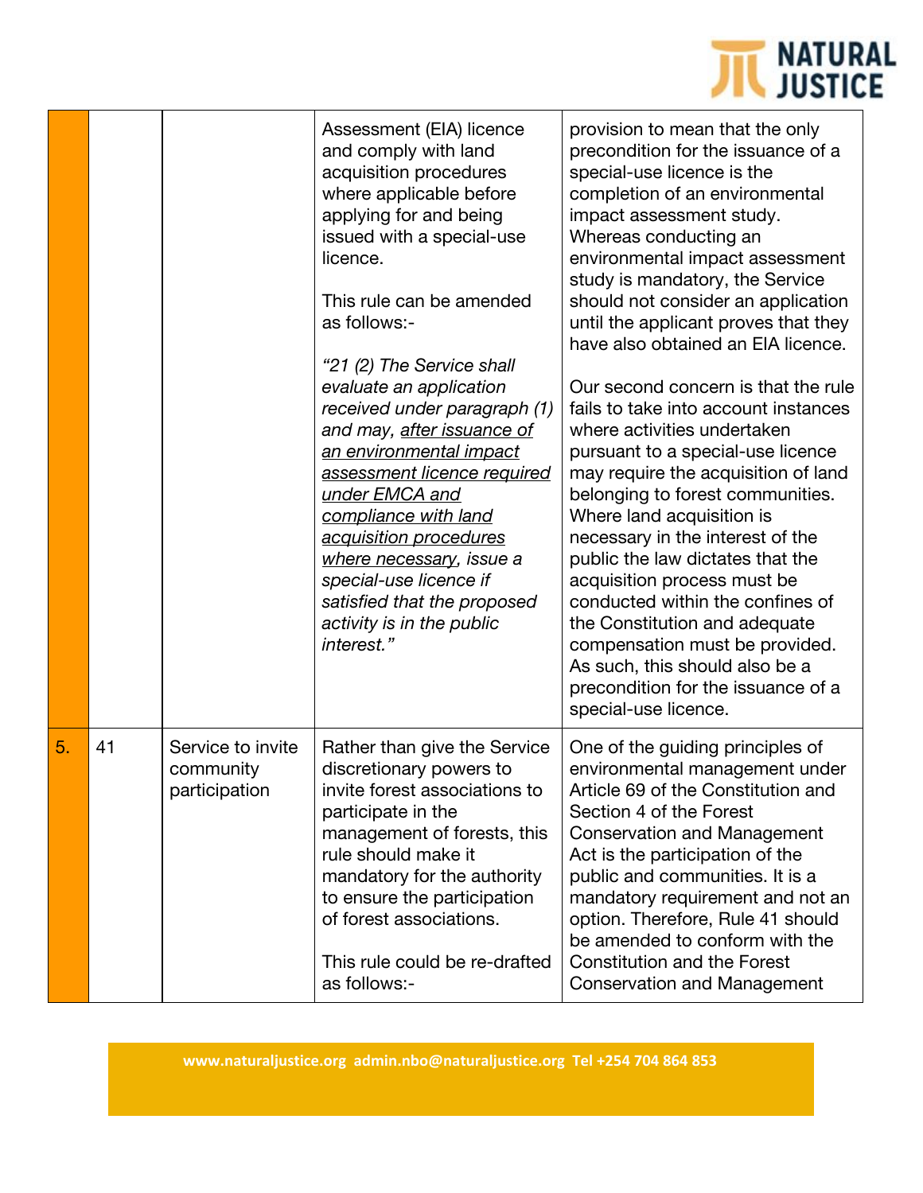| | | | | |
|---|---|---|---|---|
| | | | Assessment (EIA) licence and comply with land acquisition procedures where applicable before applying for and being issued with a special-use licence.<br><br>This rule can be amended as follows:-<br><br>*"21 (2) The Service shall evaluate an application received under paragraph (1) and may, <u>after issuance of an environmental impact assessment licence required under EMCA and compliance with land acquisition procedures where necessary</u>, issue a special-use licence if satisfied that the proposed activity is in the public interest."* | provision to mean that the only precondition for the issuance of a special-use licence is the completion of an environmental impact assessment study. Whereas conducting an environmental impact assessment study is mandatory, the Service should not consider an application until the applicant proves that they have also obtained an EIA licence.<br><br>Our second concern is that the rule fails to take into account instances where activities undertaken pursuant to a special-use licence may require the acquisition of land belonging to forest communities. Where land acquisition is necessary in the interest of the public the law dictates that the acquisition process must be conducted within the confines of the Constitution and adequate compensation must be provided. As such, this should also be a precondition for the issuance of a special-use licence. |
| 5. | 41 | Service to invite community participation | Rather than give the Service discretionary powers to invite forest associations to participate in the management of forests, this rule should make it mandatory for the authority to ensure the participation of forest associations.<br><br>This rule could be re-drafted as follows:- | One of the guiding principles of environmental management under Article 69 of the Constitution and Section 4 of the Forest Conservation and Management Act is the participation of the public and communities. It is a mandatory requirement and not an option. Therefore, Rule 41 should be amended to conform with the Constitution and the Forest Conservation and Management |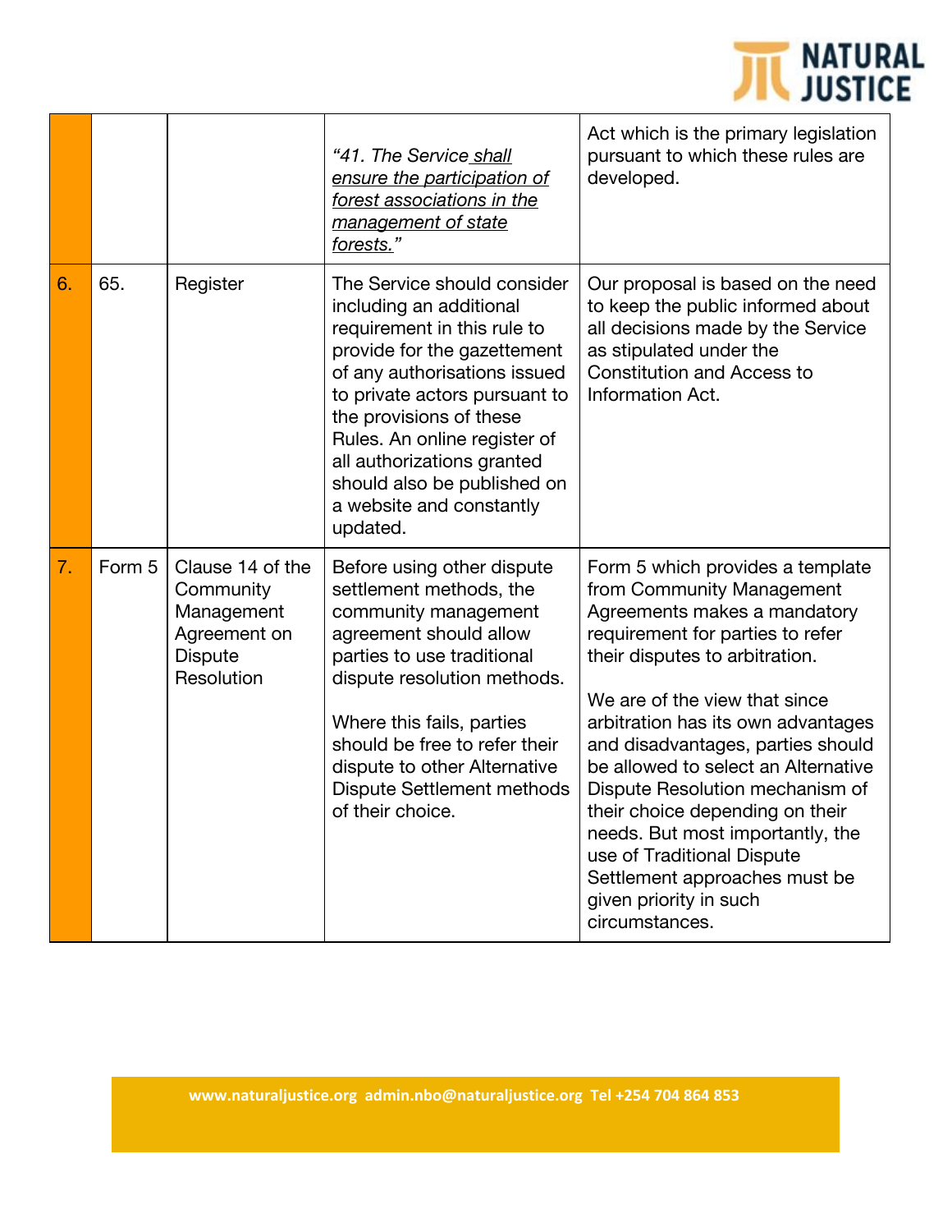| | | | | |
|---|---|---|---|---|
| | | | *"41. The Service <u>shall ensure the participation of forest associations in the management of state forests.</u>"* | Act which is the primary legislation pursuant to which these rules are developed. |
| 6. | 65. | Register | The Service should consider including an additional requirement in this rule to provide for the gazettement of any authorisations issued to private actors pursuant to the provisions of these Rules. An online register of all authorizations granted should also be published on a website and constantly updated. | Our proposal is based on the need to keep the public informed about all decisions made by the Service as stipulated under the Constitution and Access to Information Act. |
| 7. | Form 5 | Clause 14 of the Community Management Agreement on Dispute Resolution | Before using other dispute settlement methods, the community management agreement should allow parties to use traditional dispute resolution methods.<br><br>Where this fails, parties should be free to refer their dispute to other Alternative Dispute Settlement methods of their choice. | Form 5 which provides a template from Community Management Agreements makes a mandatory requirement for parties to refer their disputes to arbitration.<br><br>We are of the view that since arbitration has its own advantages and disadvantages, parties should be allowed to select an Alternative Dispute Resolution mechanism of their choice depending on their needs. But most importantly, the use of Traditional Dispute Settlement approaches must be given priority in such circumstances. |